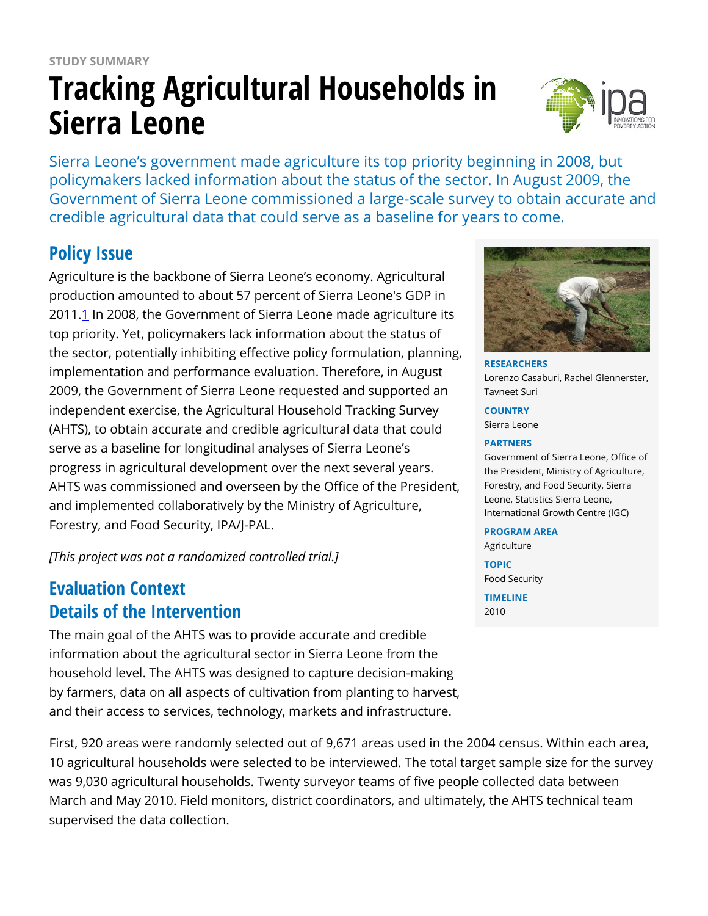STUDY SUMMARY

# Tracking Agricultural Households in Sierra Leone

Sierra Leone's government made agriculture its top priority beginning in 2008, but policymakers lacked information about the status of the sector. In August 2009, the Government of Sierra Leone commissioned a large-scale survey to obtain accurate and credible agricultural data that could serve as a baseline for years to come.

## Policy Issue

Agriculture is the backbone of Sierra Leone's economy. Agricultural production amounted to about 57 percent of Sierra Leone's GDP in 2011.[1] In 2008, the Government of Sierra Leone made agriculture its top priority. Yet, policymakers lack information about the status of the sector, potentially inhibiting effective policy formulation, planning, implementation and performance evaluation. Therefore, in August 2009, the Government of Sierra Leone requested and supported an independent exercise, the Agricultural Household Tracking Survey (AHTS), to obtain accurate and credible agricultural data that could serve as a baseline for longitudinal analyses of Sierra Leone's progress in agricultural development over the next several years. AHTS was commissioned and overseen by the Office of the President, and implemented collaboratively by the Ministry of Agriculture, Forestry, and Food Security, IPA/J-PAL.

*[This project was not a randomized controlled trial.]*

**RESEARCHERS**
Lorenzo Casaburi, Rachel Glennerster, Tavneet Suri

**COUNTRY**
Sierra Leone

**PARTNERS**
Government of Sierra Leone, Office of the President, Ministry of Agriculture, Forestry, and Food Security, Sierra Leone, Statistics Sierra Leone, International Growth Centre (IGC)

**PROGRAM AREA**
Agriculture

**TOPIC**
Food Security

**TIMELINE**
2010

## Evaluation Context

## Details of the Intervention

The main goal of the AHTS was to provide accurate and credible information about the agricultural sector in Sierra Leone from the household level. The AHTS was designed to capture decision-making by farmers, data on all aspects of cultivation from planting to harvest, and their access to services, technology, markets and infrastructure.

First, 920 areas were randomly selected out of 9,671 areas used in the 2004 census. Within each area, 10 agricultural households were selected to be interviewed. The total target sample size for the survey was 9,030 agricultural households. Twenty surveyor teams of five people collected data between March and May 2010. Field monitors, district coordinators, and ultimately, the AHTS technical team supervised the data collection.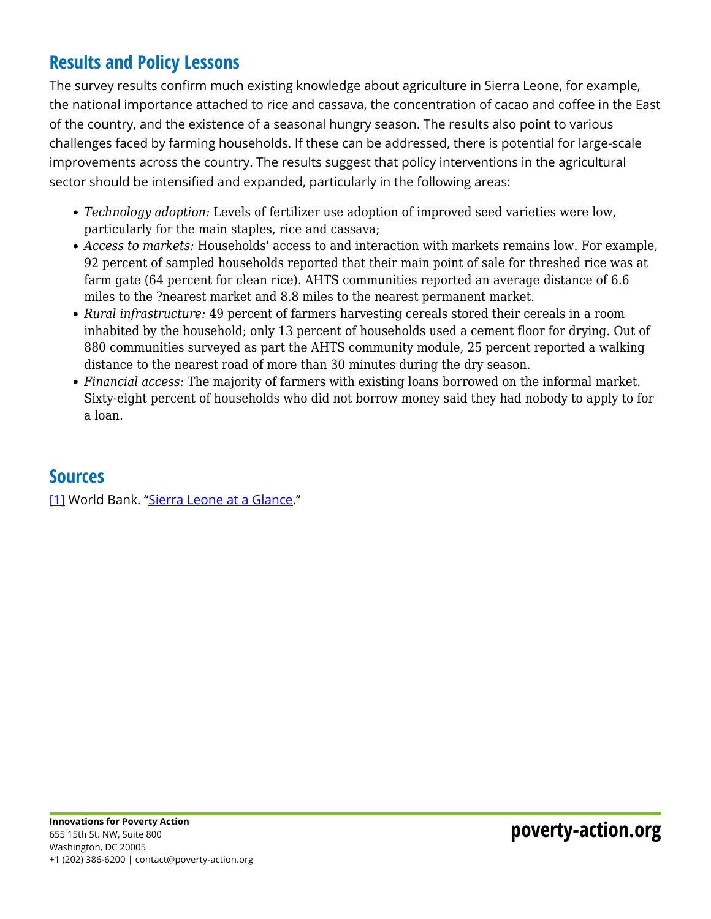## Results and Policy Lessons

The survey results confirm much existing knowledge about agriculture in Sierra Leone, for example, the national importance attached to rice and cassava, the concentration of cacao and coffee in the East of the country, and the existence of a seasonal hungry season. The results also point to various challenges faced by farming households. If these can be addressed, there is potential for large-scale improvements across the country. The results suggest that policy interventions in the agricultural sector should be intensified and expanded, particularly in the following areas:

- *Technology adoption:* Levels of fertilizer use adoption of improved seed varieties were low, particularly for the main staples, rice and cassava;
- *Access to markets:* Households' access to and interaction with markets remains low. For example, 92 percent of sampled households reported that their main point of sale for threshed rice was at farm gate (64 percent for clean rice). AHTS communities reported an average distance of 6.6 miles to the ?nearest market and 8.8 miles to the nearest permanent market.
- *Rural infrastructure:* 49 percent of farmers harvesting cereals stored their cereals in a room inhabited by the household; only 13 percent of households used a cement floor for drying. Out of 880 communities surveyed as part the AHTS community module, 25 percent reported a walking distance to the nearest road of more than 30 minutes during the dry season.
- *Financial access:* The majority of farmers with existing loans borrowed on the informal market. Sixty-eight percent of households who did not borrow money said they had nobody to apply to for a loan.

## Sources

[1] World Bank. "Sierra Leone at a Glance."

**Innovations for Poverty Action**
655 15th St. NW, Suite 800
Washington, DC 20005
+1 (202) 386-6200 | contact@poverty-action.org

**poverty-action.org**